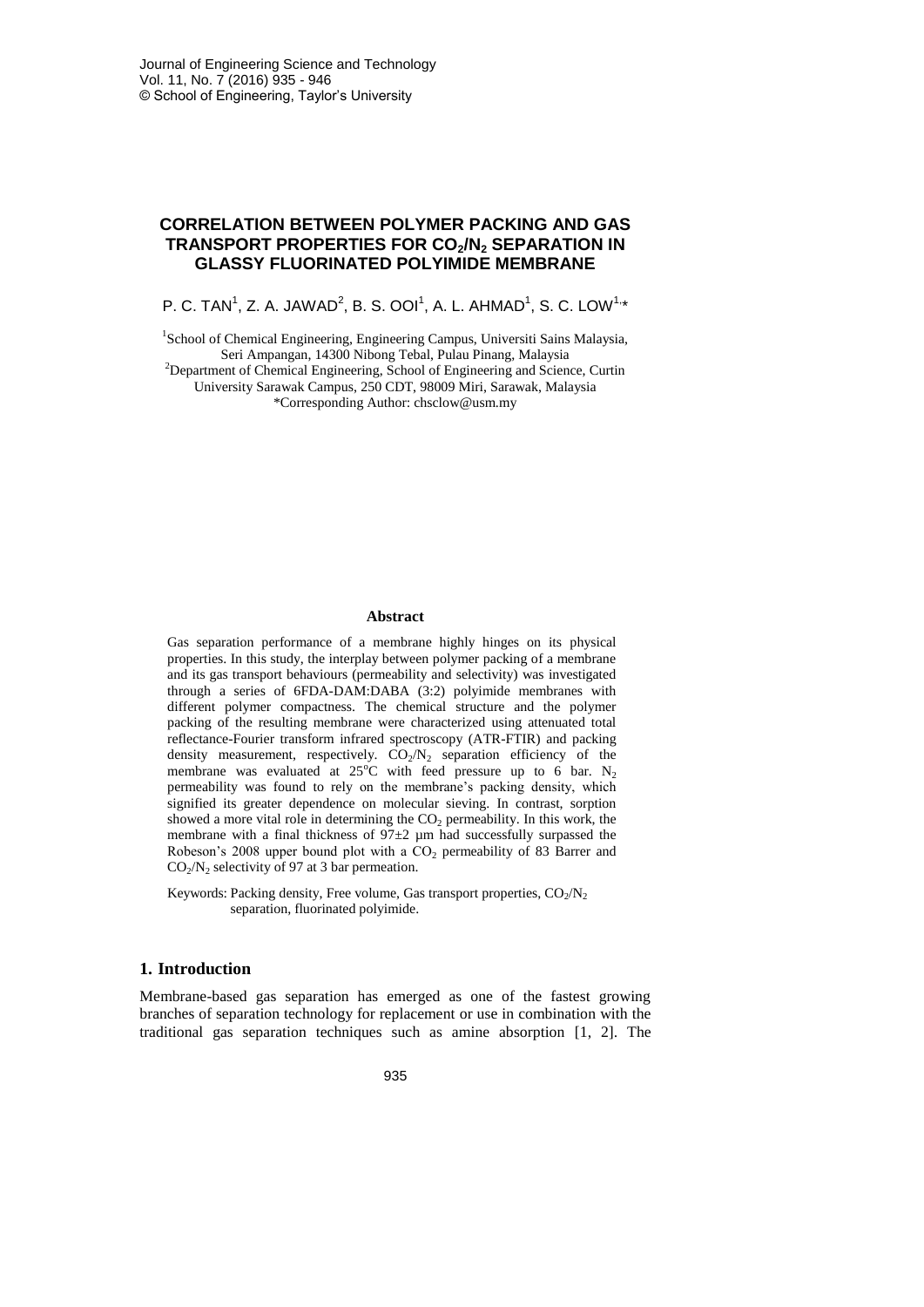# CORRELATION BETWEEN POLYMER PACKING AND GAS TRANSPORT PROPERTIES FOR $CO_2/N_2$ SEPARATION IN GLASSY FLUORINATED POLYIMIDE MEMBRANE

P. C. TAN[1], Z. A. JAWAD[2], B. S. OOI[1], A. L. AHMAD[1], S. C. LOW[1,*]

[1]School of Chemical Engineering, Engineering Campus, Universiti Sains Malaysia, Seri Ampangan, 14300 Nibong Tebal, Pulau Pinang, Malaysia

[2]Department of Chemical Engineering, School of Engineering and Science, Curtin University Sarawak Campus, 250 CDT, 98009 Miri, Sarawak, Malaysia

*Corresponding Author: chsclow@usm.my

## Abstract

Gas separation performance of a membrane highly hinges on its physical properties. In this study, the interplay between polymer packing of a membrane and its gas transport behaviours (permeability and selectivity) was investigated through a series of 6FDA-DAM:DABA (3:2) polyimide membranes with different polymer compactness. The chemical structure and the polymer packing of the resulting membrane were characterized using attenuated total reflectance-Fourier transform infrared spectroscopy (ATR-FTIR) and packing density measurement, respectively. $CO_2/N_2$ separation efficiency of the membrane was evaluated at 25°C with feed pressure up to 6 bar. $N_2$ permeability was found to rely on the membrane's packing density, which signified its greater dependence on molecular sieving. In contrast, sorption showed a more vital role in determining the $CO_2$ permeability. In this work, the membrane with a final thickness of 97±2 μm had successfully surpassed the Robeson's 2008 upper bound plot with a $CO_2$ permeability of 83 Barrer and $CO_2/N_2$ selectivity of 97 at 3 bar permeation.

Keywords: Packing density, Free volume, Gas transport properties, $CO_2/N_2$ separation, fluorinated polyimide.

## 1. Introduction

Membrane-based gas separation has emerged as one of the fastest growing branches of separation technology for replacement or use in combination with the traditional gas separation techniques such as amine absorption [1, 2]. The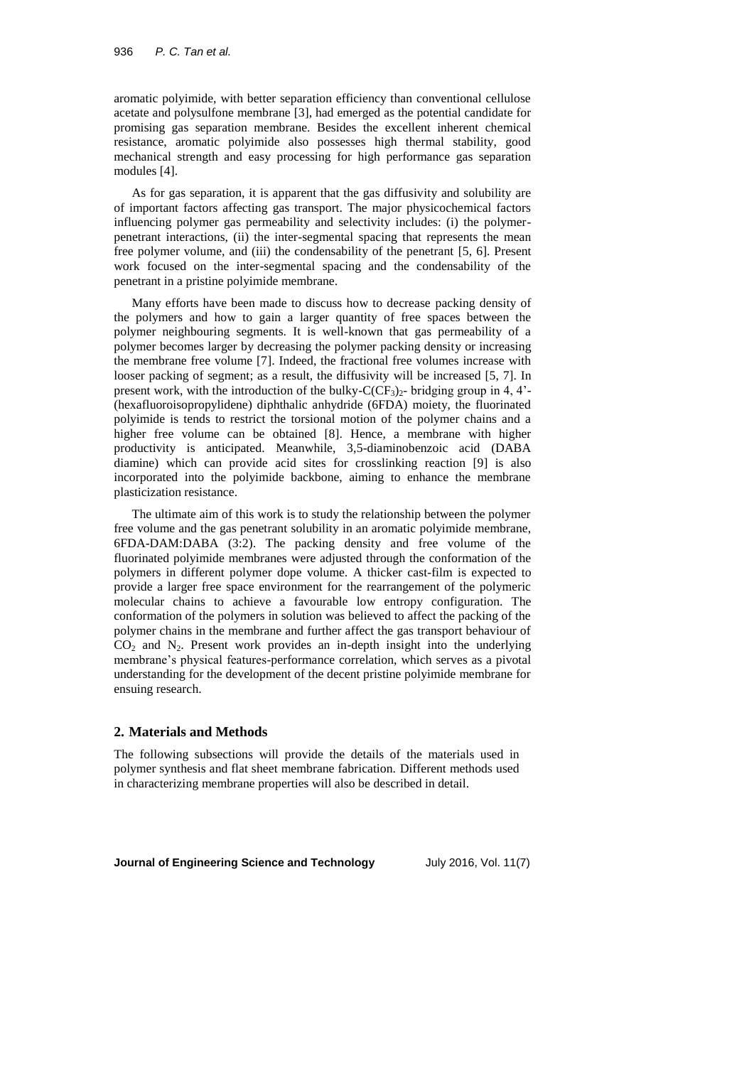aromatic polyimide, with better separation efficiency than conventional cellulose acetate and polysulfone membrane [3], had emerged as the potential candidate for promising gas separation membrane. Besides the excellent inherent chemical resistance, aromatic polyimide also possesses high thermal stability, good mechanical strength and easy processing for high performance gas separation modules [4].

As for gas separation, it is apparent that the gas diffusivity and solubility are of important factors affecting gas transport. The major physicochemical factors influencing polymer gas permeability and selectivity includes: (i) the polymer-penetrant interactions, (ii) the inter-segmental spacing that represents the mean free polymer volume, and (iii) the condensability of the penetrant [5, 6]. Present work focused on the inter-segmental spacing and the condensability of the penetrant in a pristine polyimide membrane.

Many efforts have been made to discuss how to decrease packing density of the polymers and how to gain a larger quantity of free spaces between the polymer neighbouring segments. It is well-known that gas permeability of a polymer becomes larger by decreasing the polymer packing density or increasing the membrane free volume [7]. Indeed, the fractional free volumes increase with looser packing of segment; as a result, the diffusivity will be increased [5, 7]. In present work, with the introduction of the bulky-$C(CF_3)_2$- bridging group in 4, 4'-(hexafluoroisopropylidene) diphthalic anhydride (6FDA) moiety, the fluorinated polyimide is tends to restrict the torsional motion of the polymer chains and a higher free volume can be obtained [8]. Hence, a membrane with higher productivity is anticipated. Meanwhile, 3,5-diaminobenzoic acid (DABA diamine) which can provide acid sites for crosslinking reaction [9] is also incorporated into the polyimide backbone, aiming to enhance the membrane plasticization resistance.

The ultimate aim of this work is to study the relationship between the polymer free volume and the gas penetrant solubility in an aromatic polyimide membrane, 6FDA-DAM:DABA (3:2). The packing density and free volume of the fluorinated polyimide membranes were adjusted through the conformation of the polymers in different polymer dope volume. A thicker cast-film is expected to provide a larger free space environment for the rearrangement of the polymeric molecular chains to achieve a favourable low entropy configuration. The conformation of the polymers in solution was believed to affect the packing of the polymer chains in the membrane and further affect the gas transport behaviour of $CO_2$ and $N_2$. Present work provides an in-depth insight into the underlying membrane's physical features-performance correlation, which serves as a pivotal understanding for the development of the decent pristine polyimide membrane for ensuing research.

## 2. Materials and Methods

The following subsections will provide the details of the materials used in polymer synthesis and flat sheet membrane fabrication. Different methods used in characterizing membrane properties will also be described in detail.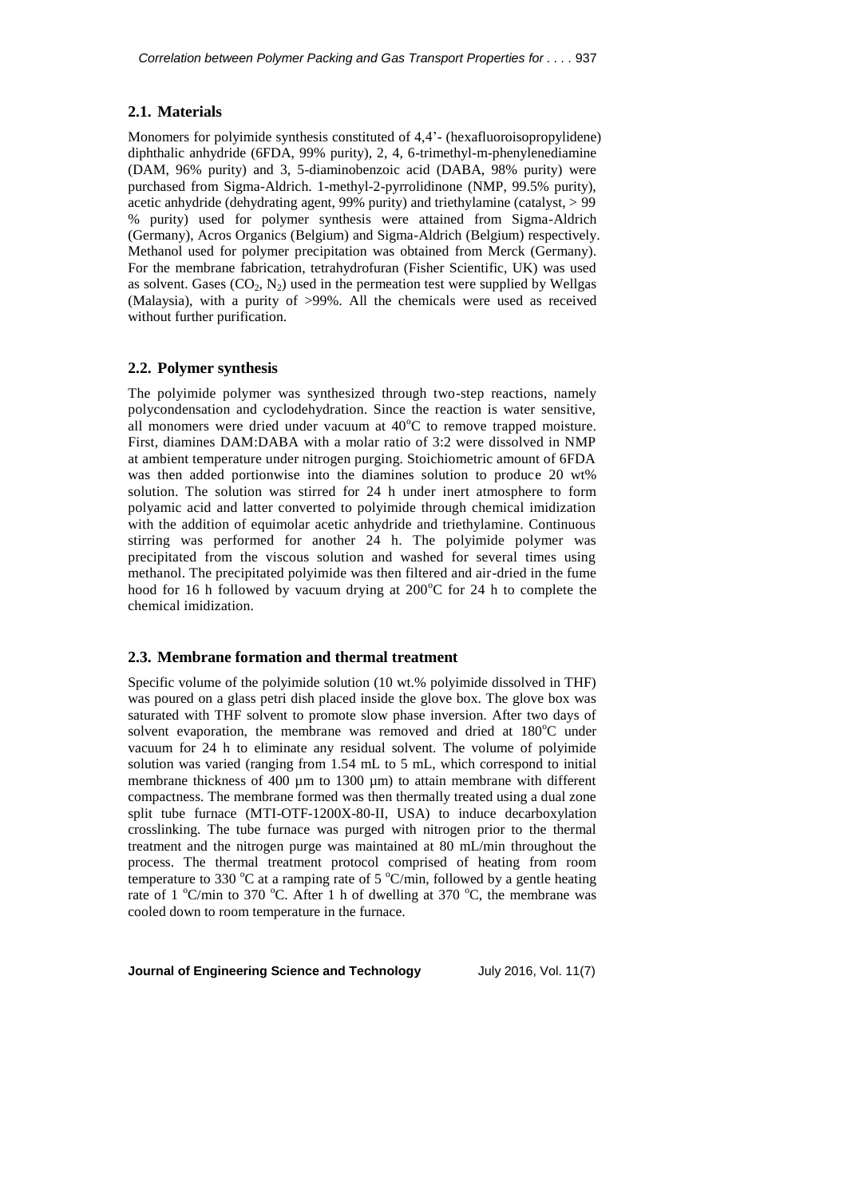### 2.1. Materials

Monomers for polyimide synthesis constituted of 4,4'- (hexafluoroisopropylidene) diphthalic anhydride (6FDA, 99% purity), 2, 4, 6-trimethyl-m-phenylenediamine (DAM, 96% purity) and 3, 5-diaminobenzoic acid (DABA, 98% purity) were purchased from Sigma-Aldrich. 1-methyl-2-pyrrolidinone (NMP, 99.5% purity), acetic anhydride (dehydrating agent, 99% purity) and triethylamine (catalyst, > 99 % purity) used for polymer synthesis were attained from Sigma-Aldrich (Germany), Acros Organics (Belgium) and Sigma-Aldrich (Belgium) respectively. Methanol used for polymer precipitation was obtained from Merck (Germany). For the membrane fabrication, tetrahydrofuran (Fisher Scientific, UK) was used as solvent. Gases ($CO_2$, $N_2$) used in the permeation test were supplied by Wellgas (Malaysia), with a purity of >99%. All the chemicals were used as received without further purification.

### 2.2. Polymer synthesis

The polyimide polymer was synthesized through two-step reactions, namely polycondensation and cyclodehydration. Since the reaction is water sensitive, all monomers were dried under vacuum at 40°C to remove trapped moisture. First, diamines DAM:DABA with a molar ratio of 3:2 were dissolved in NMP at ambient temperature under nitrogen purging. Stoichiometric amount of 6FDA was then added portionwise into the diamines solution to produce 20 wt% solution. The solution was stirred for 24 h under inert atmosphere to form polyamic acid and latter converted to polyimide through chemical imidization with the addition of equimolar acetic anhydride and triethylamine. Continuous stirring was performed for another 24 h. The polyimide polymer was precipitated from the viscous solution and washed for several times using methanol. The precipitated polyimide was then filtered and air-dried in the fume hood for 16 h followed by vacuum drying at 200°C for 24 h to complete the chemical imidization.

### 2.3. Membrane formation and thermal treatment

Specific volume of the polyimide solution (10 wt.% polyimide dissolved in THF) was poured on a glass petri dish placed inside the glove box. The glove box was saturated with THF solvent to promote slow phase inversion. After two days of solvent evaporation, the membrane was removed and dried at 180°C under vacuum for 24 h to eliminate any residual solvent. The volume of polyimide solution was varied (ranging from 1.54 mL to 5 mL, which correspond to initial membrane thickness of 400 µm to 1300 µm) to attain membrane with different compactness. The membrane formed was then thermally treated using a dual zone split tube furnace (MTI-OTF-1200X-80-II, USA) to induce decarboxylation crosslinking. The tube furnace was purged with nitrogen prior to the thermal treatment and the nitrogen purge was maintained at 80 mL/min throughout the process. The thermal treatment protocol comprised of heating from room temperature to 330 °C at a ramping rate of 5 °C/min, followed by a gentle heating rate of 1 °C/min to 370 °C. After 1 h of dwelling at 370 °C, the membrane was cooled down to room temperature in the furnace.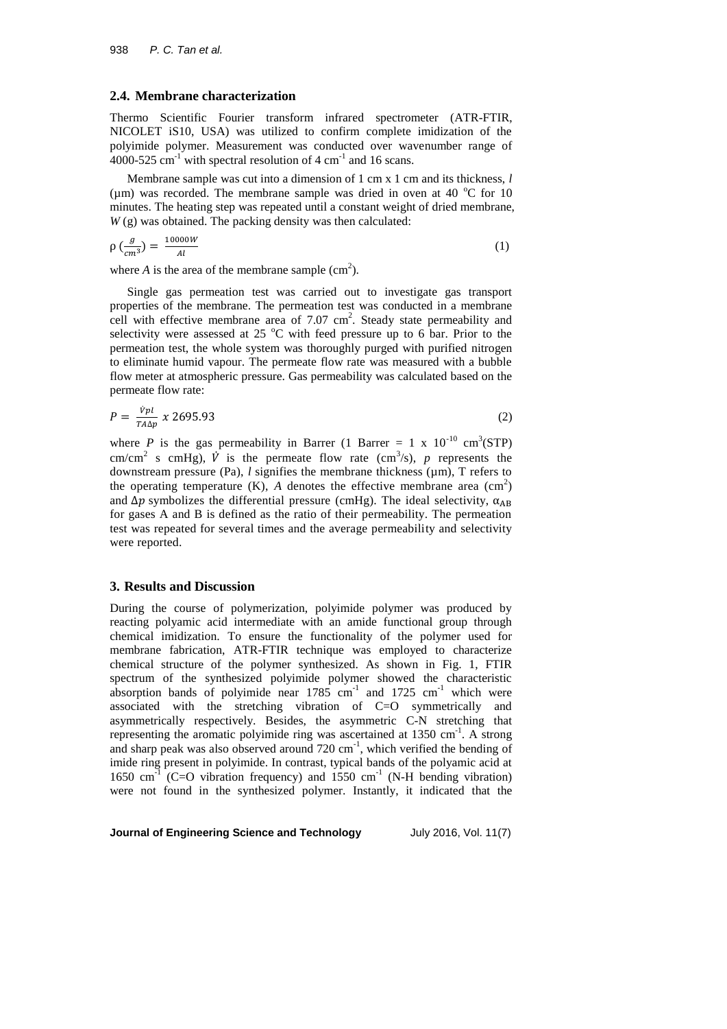### 2.4. Membrane characterization

Thermo Scientific Fourier transform infrared spectrometer (ATR-FTIR, NICOLET iS10, USA) was utilized to confirm complete imidization of the polyimide polymer. Measurement was conducted over wavenumber range of 4000-525 $cm^{-1}$ with spectral resolution of 4 $cm^{-1}$ and 16 scans.

Membrane sample was cut into a dimension of 1 cm x 1 cm and its thickness, $l$ (μm) was recorded. The membrane sample was dried in oven at 40 °C for 10 minutes. The heating step was repeated until a constant weight of dried membrane, $W$ (g) was obtained. The packing density was then calculated:

$$\rho\left(\frac{g}{cm^3}\right) = \frac{10000W}{Al} \tag{1}$$

where $A$ is the area of the membrane sample ($cm^2$).

Single gas permeation test was carried out to investigate gas transport properties of the membrane. The permeation test was conducted in a membrane cell with effective membrane area of 7.07 $cm^2$. Steady state permeability and selectivity were assessed at 25 °C with feed pressure up to 6 bar. Prior to the permeation test, the whole system was thoroughly purged with purified nitrogen to eliminate humid vapour. The permeate flow rate was measured with a bubble flow meter at atmospheric pressure. Gas permeability was calculated based on the permeate flow rate:

$$P = \frac{\dot{V}pl}{TA\Delta p} \; x \; 2695.93 \tag{2}$$

where $P$ is the gas permeability in Barrer (1 Barrer = 1 x $10^{-10}$ $cm^3$(STP) cm/$cm^2$ s cmHg), $\dot{V}$ is the permeate flow rate ($cm^3$/s), $p$ represents the downstream pressure (Pa), $l$ signifies the membrane thickness (μm), T refers to the operating temperature (K), $A$ denotes the effective membrane area ($cm^2$) and $\Delta p$ symbolizes the differential pressure (cmHg). The ideal selectivity, $\alpha_{AB}$ for gases A and B is defined as the ratio of their permeability. The permeation test was repeated for several times and the average permeability and selectivity were reported.

## 3. Results and Discussion

During the course of polymerization, polyimide polymer was produced by reacting polyamic acid intermediate with an amide functional group through chemical imidization. To ensure the functionality of the polymer used for membrane fabrication, ATR-FTIR technique was employed to characterize chemical structure of the polymer synthesized. As shown in Fig. 1, FTIR spectrum of the synthesized polyimide polymer showed the characteristic absorption bands of polyimide near 1785 $cm^{-1}$ and 1725 $cm^{-1}$ which were associated with the stretching vibration of C=O symmetrically and asymmetrically respectively. Besides, the asymmetric C-N stretching that representing the aromatic polyimide ring was ascertained at 1350 $cm^{-1}$. A strong and sharp peak was also observed around 720 $cm^{-1}$, which verified the bending of imide ring present in polyimide. In contrast, typical bands of the polyamic acid at 1650 $cm^{-1}$ (C=O vibration frequency) and 1550 $cm^{-1}$ (N-H bending vibration) were not found in the synthesized polymer. Instantly, it indicated that the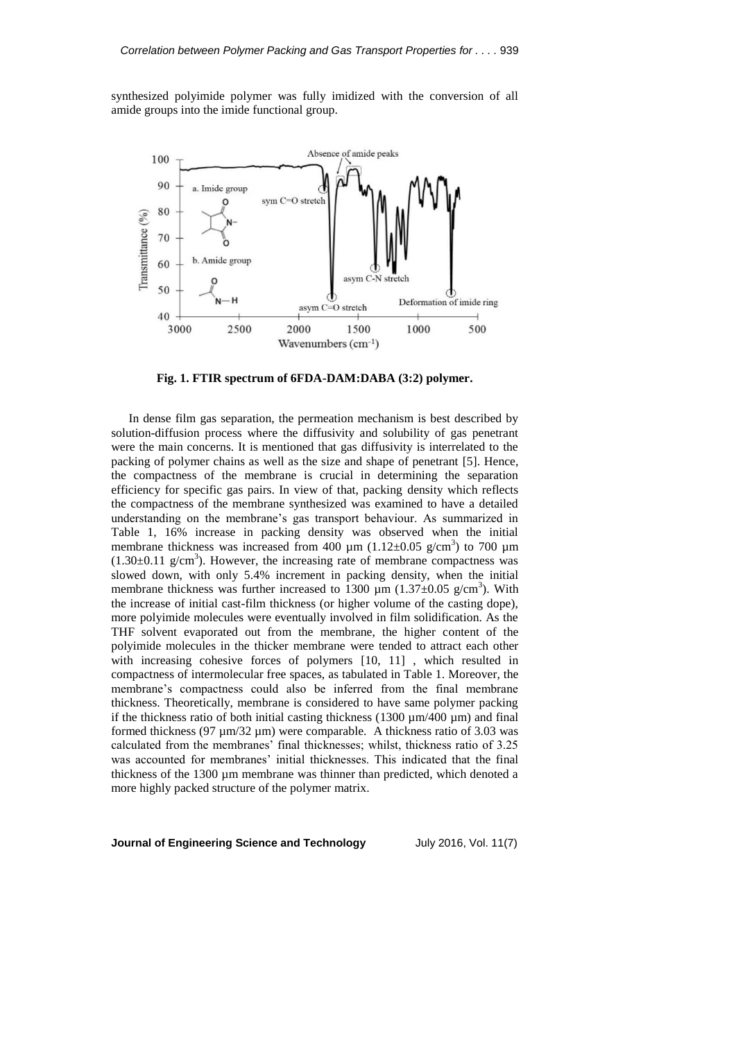synthesized polyimide polymer was fully imidized with the conversion of all amide groups into the imide functional group.

**Fig. 1. FTIR spectrum of 6FDA-DAM:DABA (3:2) polymer.**

In dense film gas separation, the permeation mechanism is best described by solution-diffusion process where the diffusivity and solubility of gas penetrant were the main concerns. It is mentioned that gas diffusivity is interrelated to the packing of polymer chains as well as the size and shape of penetrant [5]. Hence, the compactness of the membrane is crucial in determining the separation efficiency for specific gas pairs. In view of that, packing density which reflects the compactness of the membrane synthesized was examined to have a detailed understanding on the membrane's gas transport behaviour. As summarized in Table 1, 16% increase in packing density was observed when the initial membrane thickness was increased from 400 µm (1.12±0.05 g/cm$^3$) to 700 µm (1.30±0.11 g/cm$^3$). However, the increasing rate of membrane compactness was slowed down, with only 5.4% increment in packing density, when the initial membrane thickness was further increased to 1300 µm (1.37±0.05 g/cm$^3$). With the increase of initial cast-film thickness (or higher volume of the casting dope), more polyimide molecules were eventually involved in film solidification. As the THF solvent evaporated out from the membrane, the higher content of the polyimide molecules in the thicker membrane were tended to attract each other with increasing cohesive forces of polymers [10, 11] , which resulted in compactness of intermolecular free spaces, as tabulated in Table 1. Moreover, the membrane's compactness could also be inferred from the final membrane thickness. Theoretically, membrane is considered to have same polymer packing if the thickness ratio of both initial casting thickness (1300 µm/400 µm) and final formed thickness (97 µm/32 µm) were comparable. A thickness ratio of 3.03 was calculated from the membranes' final thicknesses; whilst, thickness ratio of 3.25 was accounted for membranes' initial thicknesses. This indicated that the final thickness of the 1300 µm membrane was thinner than predicted, which denoted a more highly packed structure of the polymer matrix.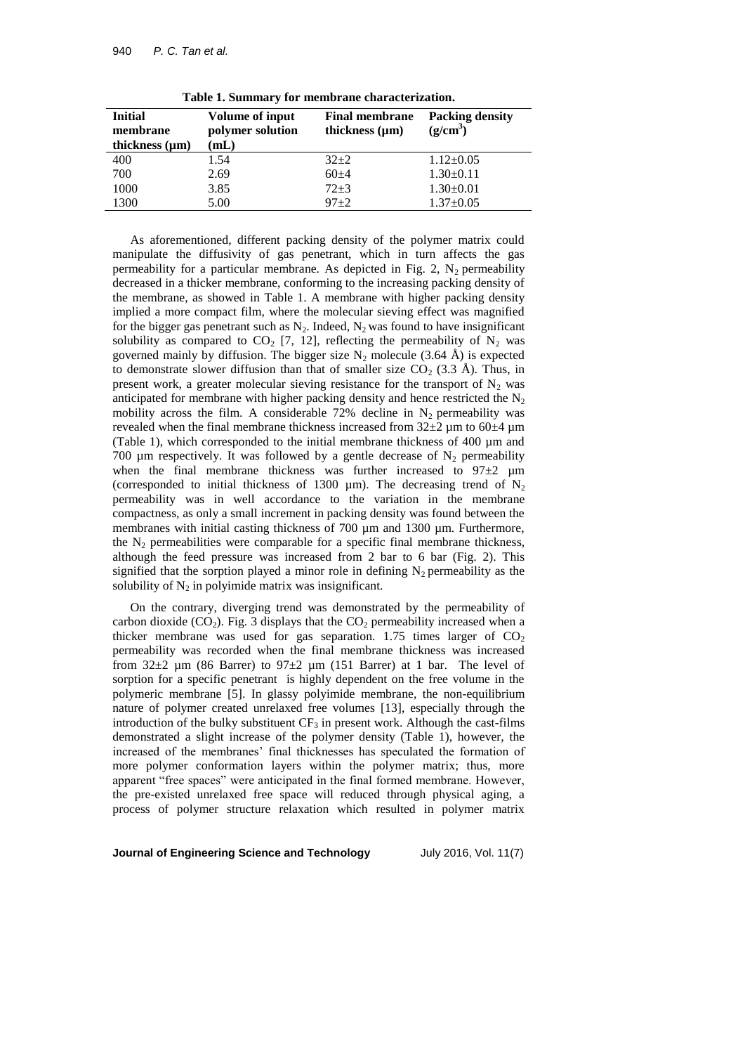**Table 1. Summary for membrane characterization.**

| Initial membrane thickness (μm) | Volume of input polymer solution (mL) | Final membrane thickness (μm) | Packing density ($g/cm^3$) |
|---|---|---|---|
| 400 | 1.54 | 32±2 | 1.12±0.05 |
| 700 | 2.69 | 60±4 | 1.30±0.11 |
| 1000 | 3.85 | 72±3 | 1.30±0.01 |
| 1300 | 5.00 | 97±2 | 1.37±0.05 |

As aforementioned, different packing density of the polymer matrix could manipulate the diffusivity of gas penetrant, which in turn affects the gas permeability for a particular membrane. As depicted in Fig. 2, $N_2$ permeability decreased in a thicker membrane, conforming to the increasing packing density of the membrane, as showed in Table 1. A membrane with higher packing density implied a more compact film, where the molecular sieving effect was magnified for the bigger gas penetrant such as $N_2$. Indeed, $N_2$ was found to have insignificant solubility as compared to $CO_2$ [7, 12], reflecting the permeability of $N_2$ was governed mainly by diffusion. The bigger size $N_2$ molecule (3.64 Å) is expected to demonstrate slower diffusion than that of smaller size $CO_2$ (3.3 Å). Thus, in present work, a greater molecular sieving resistance for the transport of $N_2$ was anticipated for membrane with higher packing density and hence restricted the $N_2$ mobility across the film. A considerable 72% decline in $N_2$ permeability was revealed when the final membrane thickness increased from 32±2 μm to 60±4 μm (Table 1), which corresponded to the initial membrane thickness of 400 μm and 700 μm respectively. It was followed by a gentle decrease of $N_2$ permeability when the final membrane thickness was further increased to 97±2 μm (corresponded to initial thickness of 1300 μm). The decreasing trend of $N_2$ permeability was in well accordance to the variation in the membrane compactness, as only a small increment in packing density was found between the membranes with initial casting thickness of 700 μm and 1300 μm. Furthermore, the $N_2$ permeabilities were comparable for a specific final membrane thickness, although the feed pressure was increased from 2 bar to 6 bar (Fig. 2). This signified that the sorption played a minor role in defining $N_2$ permeability as the solubility of $N_2$ in polyimide matrix was insignificant.

On the contrary, diverging trend was demonstrated by the permeability of carbon dioxide ($CO_2$). Fig. 3 displays that the $CO_2$ permeability increased when a thicker membrane was used for gas separation. 1.75 times larger of $CO_2$ permeability was recorded when the final membrane thickness was increased from 32±2 μm (86 Barrer) to 97±2 μm (151 Barrer) at 1 bar. The level of sorption for a specific penetrant is highly dependent on the free volume in the polymeric membrane [5]. In glassy polyimide membrane, the non-equilibrium nature of polymer created unrelaxed free volumes [13], especially through the introduction of the bulky substituent $CF_3$ in present work. Although the cast-films demonstrated a slight increase of the polymer density (Table 1), however, the increased of the membranes' final thicknesses has speculated the formation of more polymer conformation layers within the polymer matrix; thus, more apparent "free spaces" were anticipated in the final formed membrane. However, the pre-existed unrelaxed free space will reduced through physical aging, a process of polymer structure relaxation which resulted in polymer matrix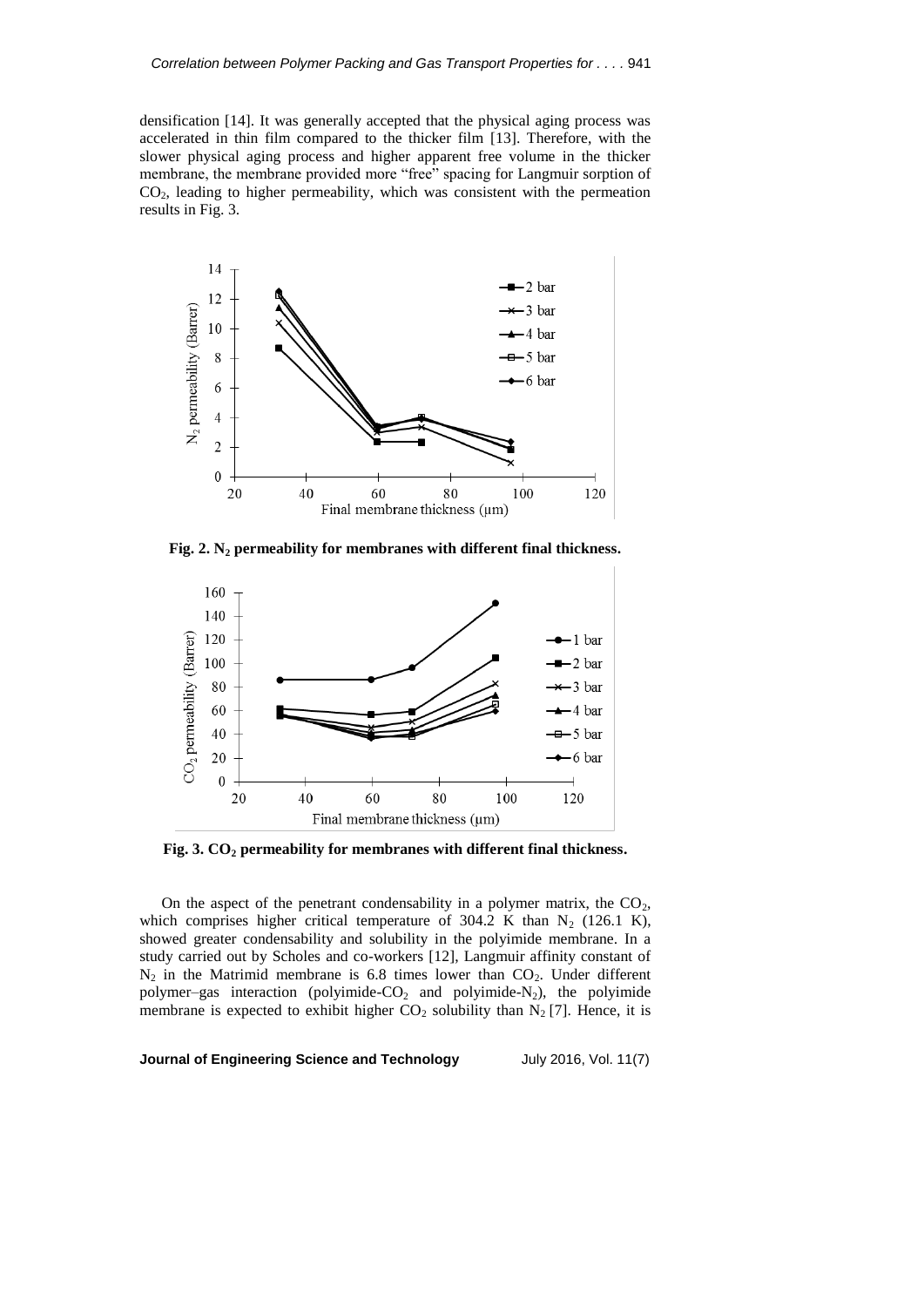densification [14]. It was generally accepted that the physical aging process was accelerated in thin film compared to the thicker film [13]. Therefore, with the slower physical aging process and higher apparent free volume in the thicker membrane, the membrane provided more "free" spacing for Langmuir sorption of $CO_2$, leading to higher permeability, which was consistent with the permeation results in Fig. 3.

**Fig. 2. $N_2$ permeability for membranes with different final thickness.**

**Fig. 3. $CO_2$ permeability for membranes with different final thickness.**

On the aspect of the penetrant condensability in a polymer matrix, the $CO_2$, which comprises higher critical temperature of 304.2 K than $N_2$ (126.1 K), showed greater condensability and solubility in the polyimide membrane. In a study carried out by Scholes and co-workers [12], Langmuir affinity constant of $N_2$ in the Matrimid membrane is 6.8 times lower than $CO_2$. Under different polymer–gas interaction (polyimide-$CO_2$ and polyimide-$N_2$), the polyimide membrane is expected to exhibit higher $CO_2$ solubility than $N_2$ [7]. Hence, it is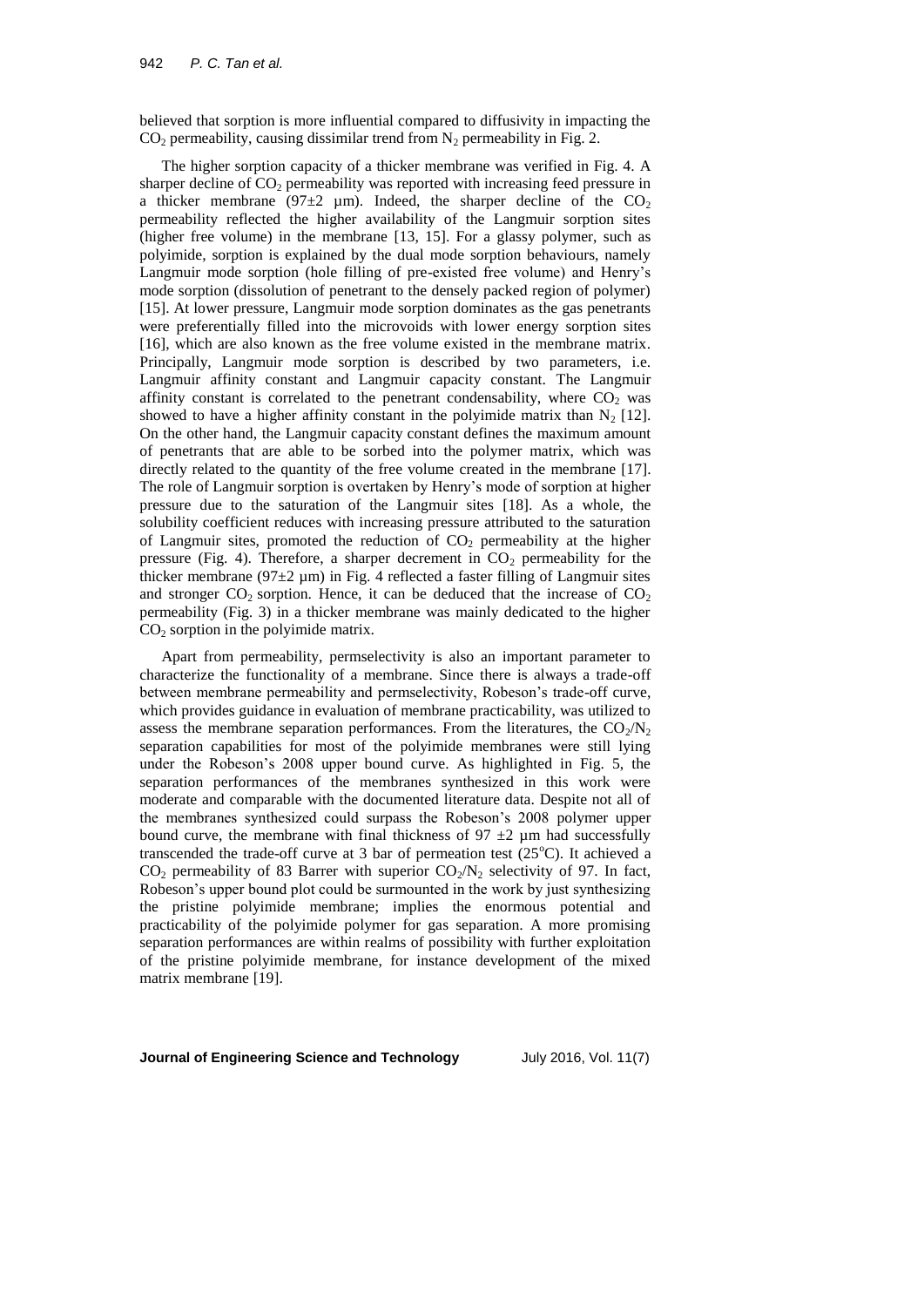believed that sorption is more influential compared to diffusivity in impacting the $CO_2$ permeability, causing dissimilar trend from $N_2$ permeability in Fig. 2.

The higher sorption capacity of a thicker membrane was verified in Fig. 4. A sharper decline of $CO_2$ permeability was reported with increasing feed pressure in a thicker membrane (97±2 µm). Indeed, the sharper decline of the $CO_2$ permeability reflected the higher availability of the Langmuir sorption sites (higher free volume) in the membrane [13, 15]. For a glassy polymer, such as polyimide, sorption is explained by the dual mode sorption behaviours, namely Langmuir mode sorption (hole filling of pre-existed free volume) and Henry's mode sorption (dissolution of penetrant to the densely packed region of polymer) [15]. At lower pressure, Langmuir mode sorption dominates as the gas penetrants were preferentially filled into the microvoids with lower energy sorption sites [16], which are also known as the free volume existed in the membrane matrix. Principally, Langmuir mode sorption is described by two parameters, i.e. Langmuir affinity constant and Langmuir capacity constant. The Langmuir affinity constant is correlated to the penetrant condensability, where $CO_2$ was showed to have a higher affinity constant in the polyimide matrix than $N_2$ [12]. On the other hand, the Langmuir capacity constant defines the maximum amount of penetrants that are able to be sorbed into the polymer matrix, which was directly related to the quantity of the free volume created in the membrane [17]. The role of Langmuir sorption is overtaken by Henry's mode of sorption at higher pressure due to the saturation of the Langmuir sites [18]. As a whole, the solubility coefficient reduces with increasing pressure attributed to the saturation of Langmuir sites, promoted the reduction of $CO_2$ permeability at the higher pressure (Fig. 4). Therefore, a sharper decrement in $CO_2$ permeability for the thicker membrane (97±2 µm) in Fig. 4 reflected a faster filling of Langmuir sites and stronger $CO_2$ sorption. Hence, it can be deduced that the increase of $CO_2$ permeability (Fig. 3) in a thicker membrane was mainly dedicated to the higher $CO_2$ sorption in the polyimide matrix.

Apart from permeability, permselectivity is also an important parameter to characterize the functionality of a membrane. Since there is always a trade-off between membrane permeability and permselectivity, Robeson's trade-off curve, which provides guidance in evaluation of membrane practicability, was utilized to assess the membrane separation performances. From the literatures, the $CO_2/N_2$ separation capabilities for most of the polyimide membranes were still lying under the Robeson's 2008 upper bound curve. As highlighted in Fig. 5, the separation performances of the membranes synthesized in this work were moderate and comparable with the documented literature data. Despite not all of the membranes synthesized could surpass the Robeson's 2008 polymer upper bound curve, the membrane with final thickness of 97 ±2 µm had successfully transcended the trade-off curve at 3 bar of permeation test (25°C). It achieved a $CO_2$ permeability of 83 Barrer with superior $CO_2/N_2$ selectivity of 97. In fact, Robeson's upper bound plot could be surmounted in the work by just synthesizing the pristine polyimide membrane; implies the enormous potential and practicability of the polyimide polymer for gas separation. A more promising separation performances are within realms of possibility with further exploitation of the pristine polyimide membrane, for instance development of the mixed matrix membrane [19].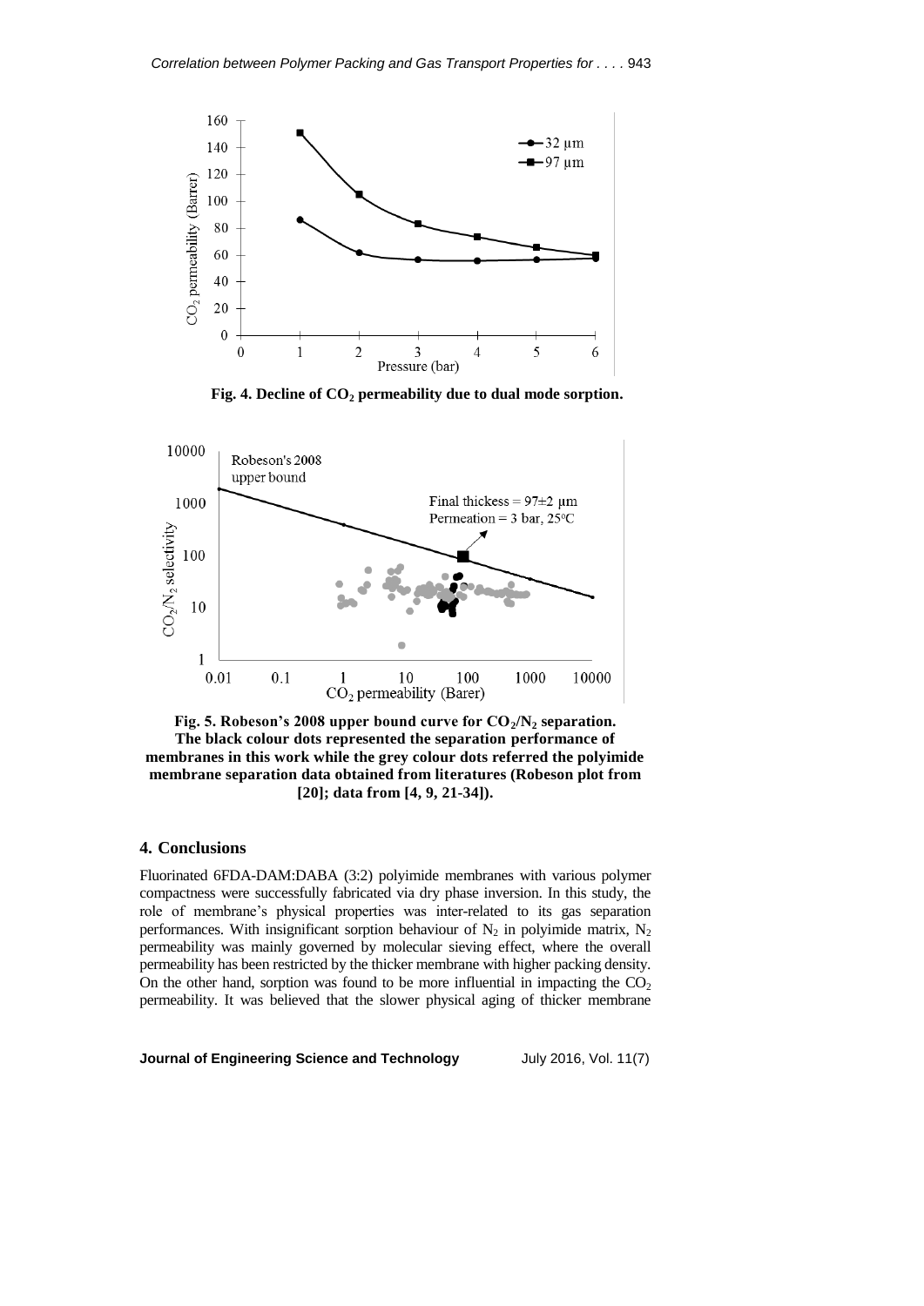**Fig. 4. Decline of $CO_2$ permeability due to dual mode sorption.**

**Fig. 5. Robeson's 2008 upper bound curve for $CO_2/N_2$ separation. The black colour dots represented the separation performance of membranes in this work while the grey colour dots referred the polyimide membrane separation data obtained from literatures (Robeson plot from [20]; data from [4, 9, 21-34]).**

## 4. Conclusions

Fluorinated 6FDA-DAM:DABA (3:2) polyimide membranes with various polymer compactness were successfully fabricated via dry phase inversion. In this study, the role of membrane's physical properties was inter-related to its gas separation performances. With insignificant sorption behaviour of $N_2$ in polyimide matrix, $N_2$ permeability was mainly governed by molecular sieving effect, where the overall permeability has been restricted by the thicker membrane with higher packing density. On the other hand, sorption was found to be more influential in impacting the $CO_2$ permeability. It was believed that the slower physical aging of thicker membrane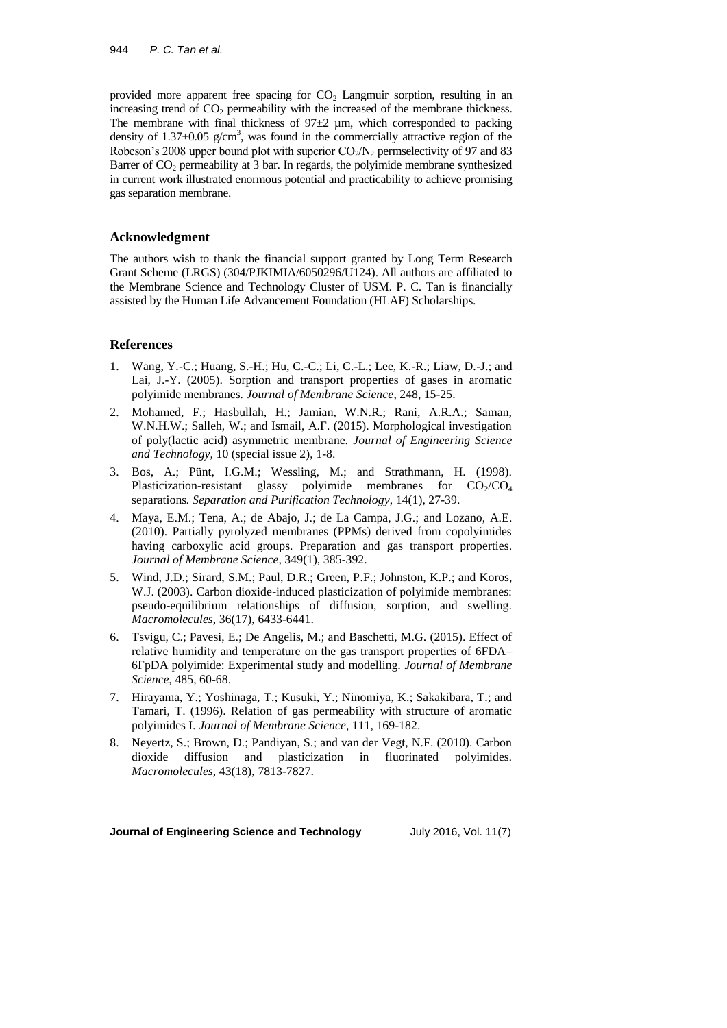provided more apparent free spacing for $CO_2$ Langmuir sorption, resulting in an increasing trend of $CO_2$ permeability with the increased of the membrane thickness. The membrane with final thickness of 97±2 µm, which corresponded to packing density of 1.37±0.05 g/cm$^3$, was found in the commercially attractive region of the Robeson's 2008 upper bound plot with superior $CO_2/N_2$ permselectivity of 97 and 83 Barrer of $CO_2$ permeability at 3 bar. In regards, the polyimide membrane synthesized in current work illustrated enormous potential and practicability to achieve promising gas separation membrane.

## Acknowledgment

The authors wish to thank the financial support granted by Long Term Research Grant Scheme (LRGS) (304/PJKIMIA/6050296/U124). All authors are affiliated to the Membrane Science and Technology Cluster of USM. P. C. Tan is financially assisted by the Human Life Advancement Foundation (HLAF) Scholarships.

## References

1. Wang, Y.-C.; Huang, S.-H.; Hu, C.-C.; Li, C.-L.; Lee, K.-R.; Liaw, D.-J.; and Lai, J.-Y. (2005). Sorption and transport properties of gases in aromatic polyimide membranes. *Journal of Membrane Science*, 248, 15-25.
2. Mohamed, F.; Hasbullah, H.; Jamian, W.N.R.; Rani, A.R.A.; Saman, W.N.H.W.; Salleh, W.; and Ismail, A.F. (2015). Morphological investigation of poly(lactic acid) asymmetric membrane. *Journal of Engineering Science and Technology*, 10 (special issue 2), 1-8.
3. Bos, A.; Pünt, I.G.M.; Wessling, M.; and Strathmann, H. (1998). Plasticization-resistant glassy polyimide membranes for $CO_2/CO_4$ separations. *Separation and Purification Technology*, 14(1), 27-39.
4. Maya, E.M.; Tena, A.; de Abajo, J.; de La Campa, J.G.; and Lozano, A.E. (2010). Partially pyrolyzed membranes (PPMs) derived from copolyimides having carboxylic acid groups. Preparation and gas transport properties. *Journal of Membrane Science*, 349(1), 385-392.
5. Wind, J.D.; Sirard, S.M.; Paul, D.R.; Green, P.F.; Johnston, K.P.; and Koros, W.J. (2003). Carbon dioxide-induced plasticization of polyimide membranes: pseudo-equilibrium relationships of diffusion, sorption, and swelling. *Macromolecules*, 36(17), 6433-6441.
6. Tsvigu, C.; Pavesi, E.; De Angelis, M.; and Baschetti, M.G. (2015). Effect of relative humidity and temperature on the gas transport properties of 6FDA–6FpDA polyimide: Experimental study and modelling. *Journal of Membrane Science*, 485, 60-68.
7. Hirayama, Y.; Yoshinaga, T.; Kusuki, Y.; Ninomiya, K.; Sakakibara, T.; and Tamari, T. (1996). Relation of gas permeability with structure of aromatic polyimides I. *Journal of Membrane Science*, 111, 169-182.
8. Neyertz, S.; Brown, D.; Pandiyan, S.; and van der Vegt, N.F. (2010). Carbon dioxide diffusion and plasticization in fluorinated polyimides. *Macromolecules*, 43(18), 7813-7827.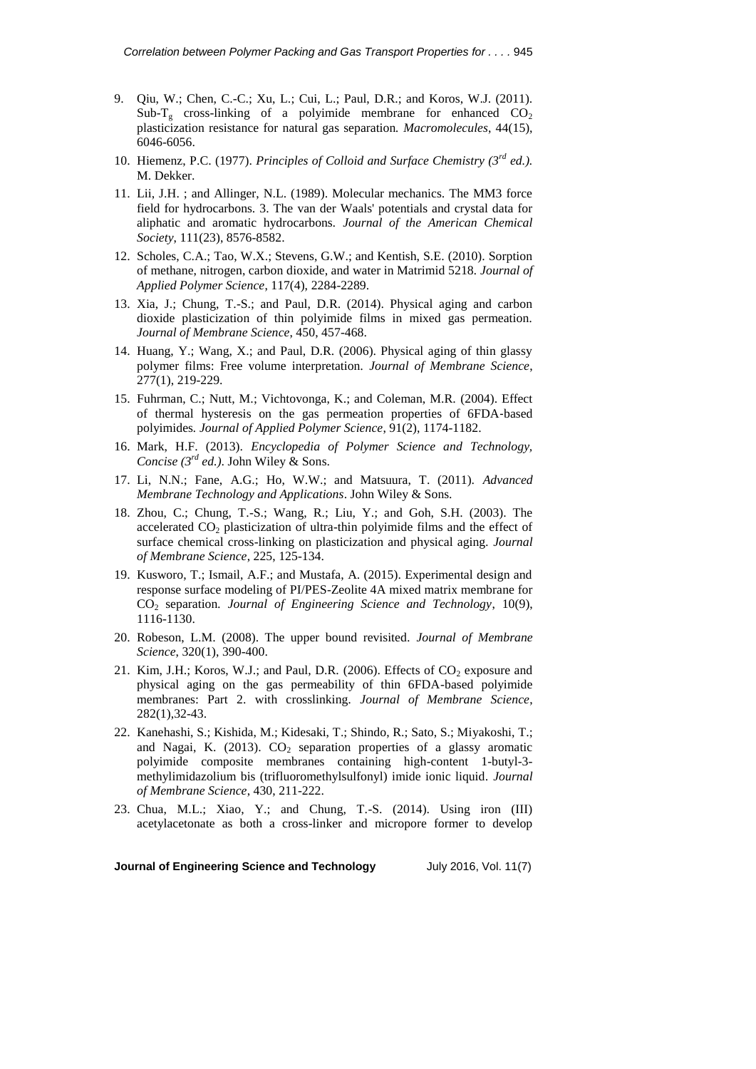9. Qiu, W.; Chen, C.-C.; Xu, L.; Cui, L.; Paul, D.R.; and Koros, W.J. (2011). Sub-$T_g$ cross-linking of a polyimide membrane for enhanced $CO_2$ plasticization resistance for natural gas separation. *Macromolecules*, 44(15), 6046-6056.
10. Hiemenz, P.C. (1977). *Principles of Colloid and Surface Chemistry (3rd ed.).* M. Dekker.
11. Lii, J.H. ; and Allinger, N.L. (1989). Molecular mechanics. The MM3 force field for hydrocarbons. 3. The van der Waals' potentials and crystal data for aliphatic and aromatic hydrocarbons. *Journal of the American Chemical Society*, 111(23), 8576-8582.
12. Scholes, C.A.; Tao, W.X.; Stevens, G.W.; and Kentish, S.E. (2010). Sorption of methane, nitrogen, carbon dioxide, and water in Matrimid 5218. *Journal of Applied Polymer Science*, 117(4), 2284-2289.
13. Xia, J.; Chung, T.-S.; and Paul, D.R. (2014). Physical aging and carbon dioxide plasticization of thin polyimide films in mixed gas permeation. *Journal of Membrane Science*, 450, 457-468.
14. Huang, Y.; Wang, X.; and Paul, D.R. (2006). Physical aging of thin glassy polymer films: Free volume interpretation. *Journal of Membrane Science*, 277(1), 219-229.
15. Fuhrman, C.; Nutt, M.; Vichtovonga, K.; and Coleman, M.R. (2004). Effect of thermal hysteresis on the gas permeation properties of 6FDA-based polyimides. *Journal of Applied Polymer Science*, 91(2), 1174-1182.
16. Mark, H.F. (2013). *Encyclopedia of Polymer Science and Technology, Concise (3rd ed.)*. John Wiley & Sons.
17. Li, N.N.; Fane, A.G.; Ho, W.W.; and Matsuura, T. (2011). *Advanced Membrane Technology and Applications*. John Wiley & Sons.
18. Zhou, C.; Chung, T.-S.; Wang, R.; Liu, Y.; and Goh, S.H. (2003). The accelerated $CO_2$ plasticization of ultra-thin polyimide films and the effect of surface chemical cross-linking on plasticization and physical aging. *Journal of Membrane Science*, 225, 125-134.
19. Kusworo, T.; Ismail, A.F.; and Mustafa, A. (2015). Experimental design and response surface modeling of PI/PES-Zeolite 4A mixed matrix membrane for $CO_2$ separation. *Journal of Engineering Science and Technology*, 10(9), 1116-1130.
20. Robeson, L.M. (2008). The upper bound revisited. *Journal of Membrane Science*, 320(1), 390-400.
21. Kim, J.H.; Koros, W.J.; and Paul, D.R. (2006). Effects of $CO_2$ exposure and physical aging on the gas permeability of thin 6FDA-based polyimide membranes: Part 2. with crosslinking. *Journal of Membrane Science*, 282(1),32-43.
22. Kanehashi, S.; Kishida, M.; Kidesaki, T.; Shindo, R.; Sato, S.; Miyakoshi, T.; and Nagai, K. (2013). $CO_2$ separation properties of a glassy aromatic polyimide composite membranes containing high-content 1-butyl-3-methylimidazolium bis (trifluoromethylsulfonyl) imide ionic liquid. *Journal of Membrane Science*, 430, 211-222.
23. Chua, M.L.; Xiao, Y.; and Chung, T.-S. (2014). Using iron (III) acetylacetonate as both a cross-linker and micropore former to develop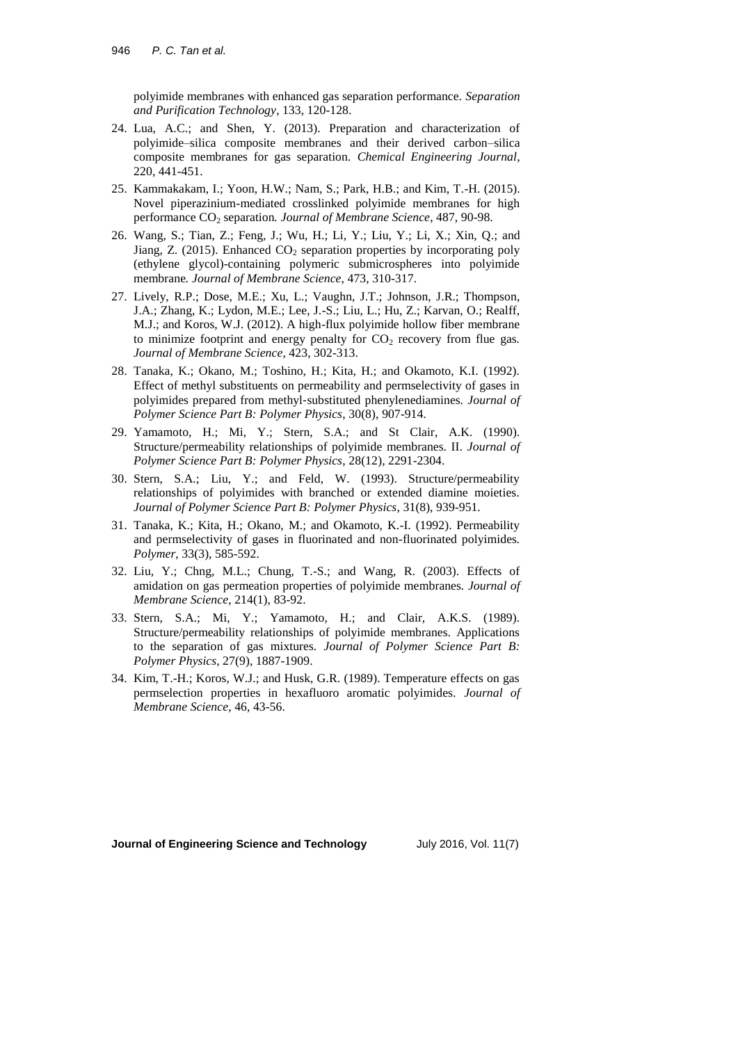polyimide membranes with enhanced gas separation performance. *Separation and Purification Technology*, 133, 120-128.

24. Lua, A.C.; and Shen, Y. (2013). Preparation and characterization of polyimide–silica composite membranes and their derived carbon–silica composite membranes for gas separation. *Chemical Engineering Journal*, 220, 441-451.
25. Kammakakam, I.; Yoon, H.W.; Nam, S.; Park, H.B.; and Kim, T.-H. (2015). Novel piperazinium-mediated crosslinked polyimide membranes for high performance $CO_2$ separation. *Journal of Membrane Science*, 487, 90-98.
26. Wang, S.; Tian, Z.; Feng, J.; Wu, H.; Li, Y.; Liu, Y.; Li, X.; Xin, Q.; and Jiang, Z. (2015). Enhanced $CO_2$ separation properties by incorporating poly (ethylene glycol)-containing polymeric submicrospheres into polyimide membrane. *Journal of Membrane Science*, 473, 310-317.
27. Lively, R.P.; Dose, M.E.; Xu, L.; Vaughn, J.T.; Johnson, J.R.; Thompson, J.A.; Zhang, K.; Lydon, M.E.; Lee, J.-S.; Liu, L.; Hu, Z.; Karvan, O.; Realff, M.J.; and Koros, W.J. (2012). A high-flux polyimide hollow fiber membrane to minimize footprint and energy penalty for $CO_2$ recovery from flue gas. *Journal of Membrane Science*, 423, 302-313.
28. Tanaka, K.; Okano, M.; Toshino, H.; Kita, H.; and Okamoto, K.I. (1992). Effect of methyl substituents on permeability and permselectivity of gases in polyimides prepared from methyl-substituted phenylenediamines. *Journal of Polymer Science Part B: Polymer Physics*, 30(8), 907-914.
29. Yamamoto, H.; Mi, Y.; Stern, S.A.; and St Clair, A.K. (1990). Structure/permeability relationships of polyimide membranes. II. *Journal of Polymer Science Part B: Polymer Physics*, 28(12), 2291-2304.
30. Stern, S.A.; Liu, Y.; and Feld, W. (1993). Structure/permeability relationships of polyimides with branched or extended diamine moieties. *Journal of Polymer Science Part B: Polymer Physics*, 31(8), 939-951.
31. Tanaka, K.; Kita, H.; Okano, M.; and Okamoto, K.-I. (1992). Permeability and permselectivity of gases in fluorinated and non-fluorinated polyimides. *Polymer*, 33(3), 585-592.
32. Liu, Y.; Chng, M.L.; Chung, T.-S.; and Wang, R. (2003). Effects of amidation on gas permeation properties of polyimide membranes. *Journal of Membrane Science*, 214(1), 83-92.
33. Stern, S.A.; Mi, Y.; Yamamoto, H.; and Clair, A.K.S. (1989). Structure/permeability relationships of polyimide membranes. Applications to the separation of gas mixtures. *Journal of Polymer Science Part B: Polymer Physics*, 27(9), 1887-1909.
34. Kim, T.-H.; Koros, W.J.; and Husk, G.R. (1989). Temperature effects on gas permselection properties in hexafluoro aromatic polyimides. *Journal of Membrane Science*, 46, 43-56.